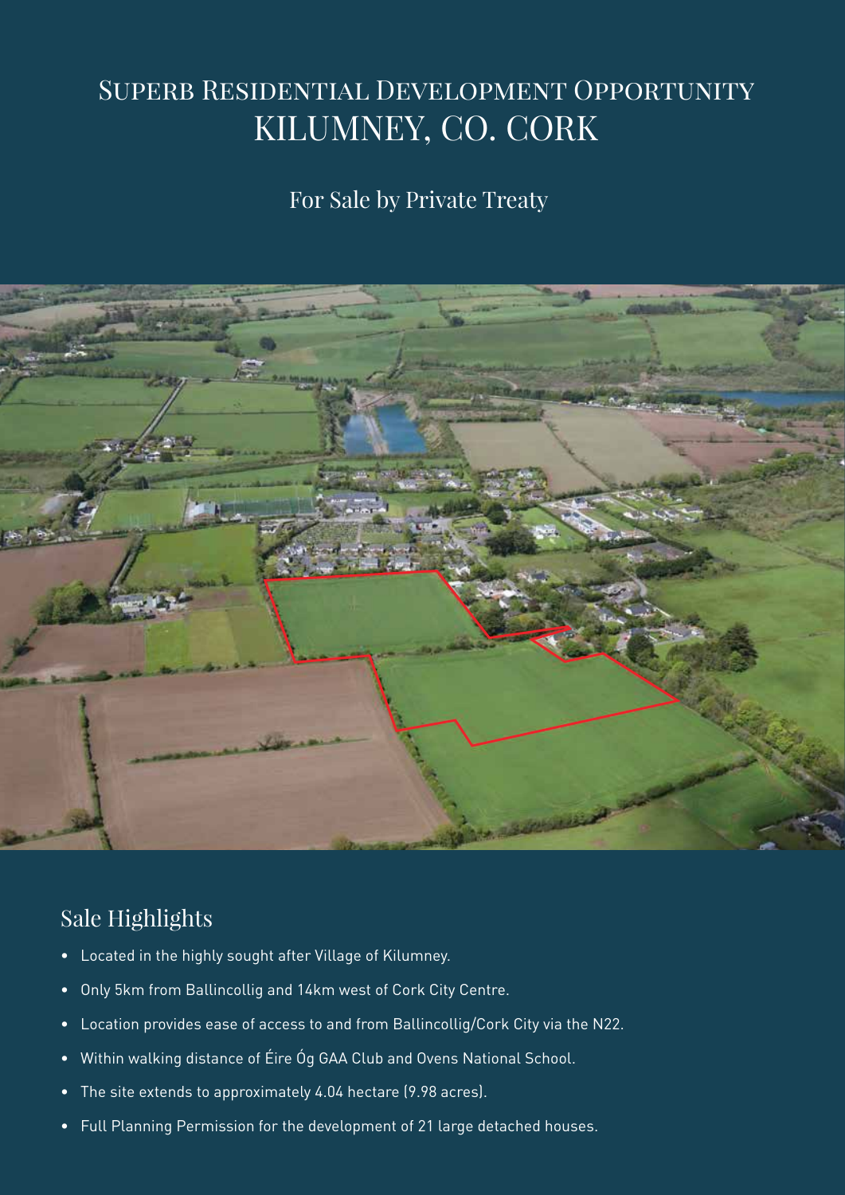# Superb Residential Development Opportunity
# KILUMNEY, CO. CORK

For Sale by Private Treaty

## Sale Highlights

- Located in the highly sought after Village of Kilumney.
- Only 5km from Ballincollig and 14km west of Cork City Centre.
- Location provides ease of access to and from Ballincollig/Cork City via the N22.
- Within walking distance of Éire Óg GAA Club and Ovens National School.
- The site extends to approximately 4.04 hectare (9.98 acres).
- Full Planning Permission for the development of 21 large detached houses.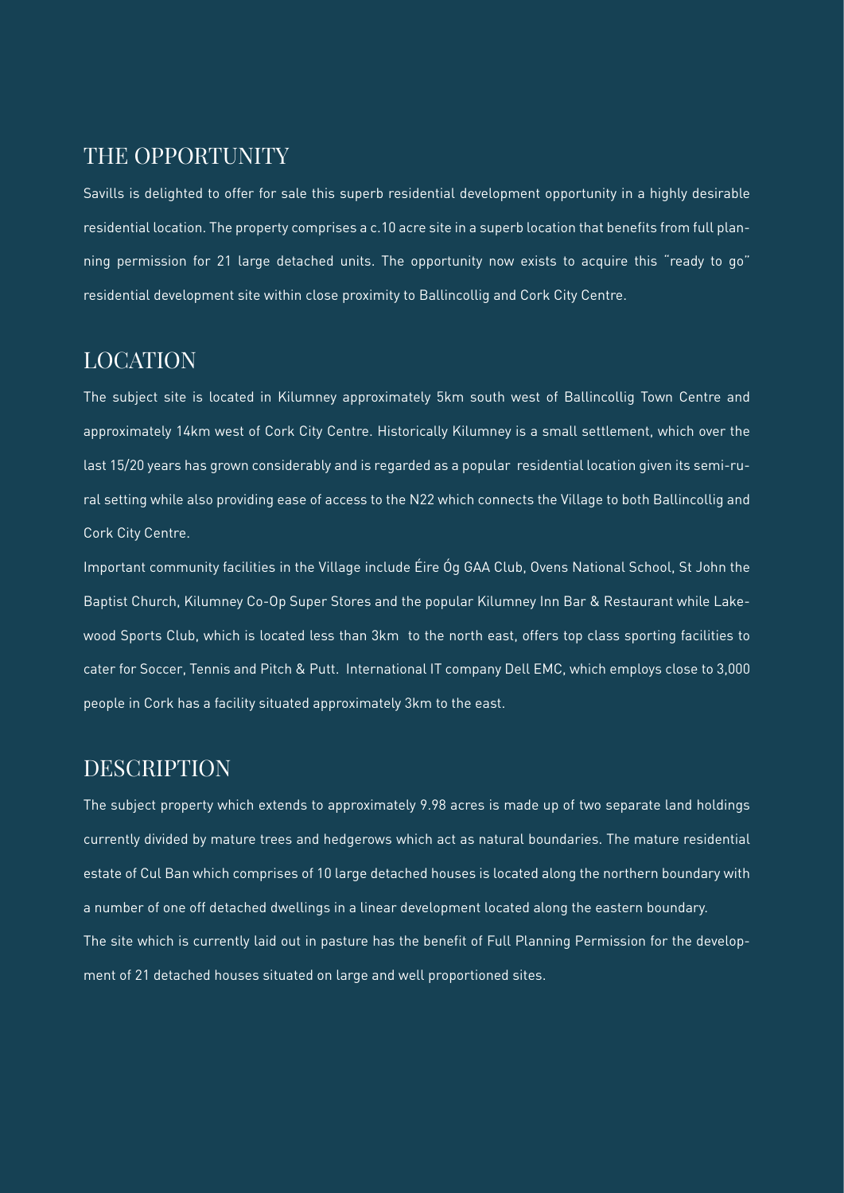## THE OPPORTUNITY

Savills is delighted to offer for sale this superb residential development opportunity in a highly desirable residential location. The property comprises a c.10 acre site in a superb location that benefits from full planning permission for 21 large detached units. The opportunity now exists to acquire this "ready to go" residential development site within close proximity to Ballincollig and Cork City Centre.

## LOCATION

The subject site is located in Kilumney approximately 5km south west of Ballincollig Town Centre and approximately 14km west of Cork City Centre. Historically Kilumney is a small settlement, which over the last 15/20 years has grown considerably and is regarded as a popular residential location given its semi-rural setting while also providing ease of access to the N22 which connects the Village to both Ballincollig and Cork City Centre.

Important community facilities in the Village include Éire Óg GAA Club, Ovens National School, St John the Baptist Church, Kilumney Co-Op Super Stores and the popular Kilumney Inn Bar & Restaurant while Lakewood Sports Club, which is located less than 3km to the north east, offers top class sporting facilities to cater for Soccer, Tennis and Pitch & Putt. International IT company Dell EMC, which employs close to 3,000 people in Cork has a facility situated approximately 3km to the east.

## DESCRIPTION

The subject property which extends to approximately 9.98 acres is made up of two separate land holdings currently divided by mature trees and hedgerows which act as natural boundaries. The mature residential estate of Cul Ban which comprises of 10 large detached houses is located along the northern boundary with a number of one off detached dwellings in a linear development located along the eastern boundary.

The site which is currently laid out in pasture has the benefit of Full Planning Permission for the development of 21 detached houses situated on large and well proportioned sites.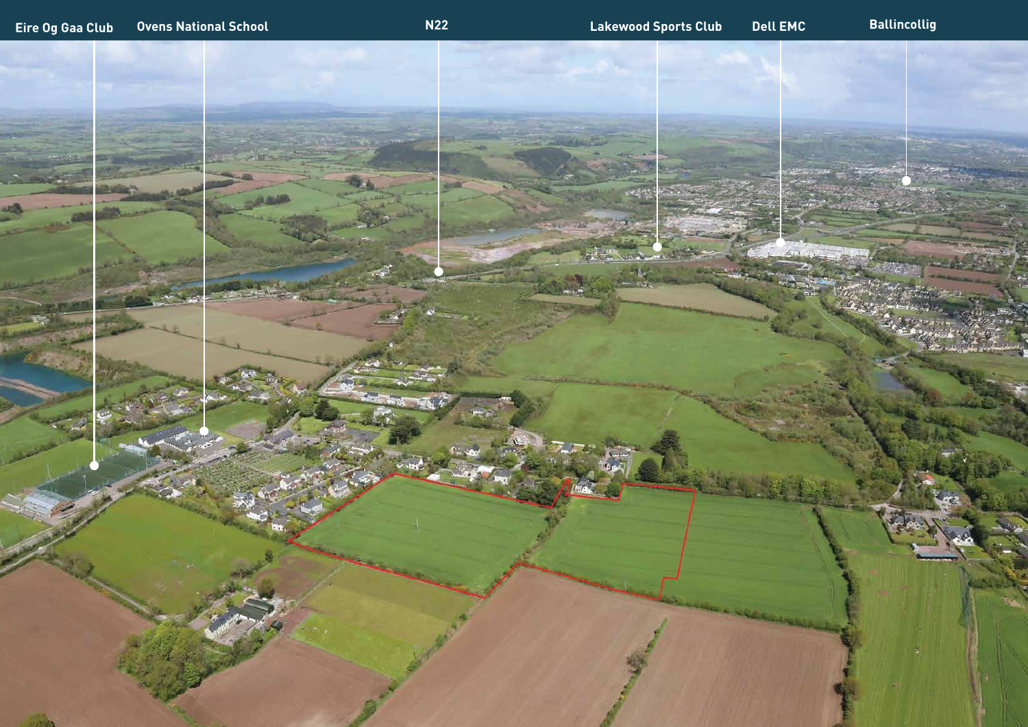Eire Og Gaa Club

Ovens National School

N22

Lakewood Sports Club

Dell EMC

Ballincollig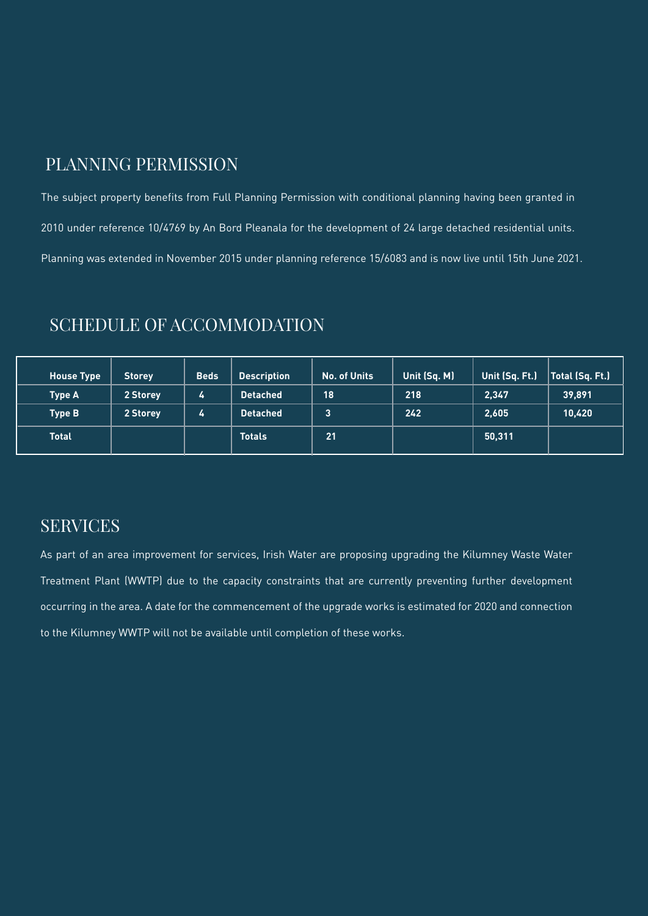## PLANNING PERMISSION

The subject property benefits from Full Planning Permission with conditional planning having been granted in 2010 under reference 10/4769 by An Bord Pleanala for the development of 24 large detached residential units. Planning was extended in November 2015 under planning reference 15/6083 and is now live until 15th June 2021.

## SCHEDULE OF ACCOMMODATION

| House Type | Storey | Beds | Description | No. of Units | Unit (Sq. M) | Unit (Sq. Ft.) | Total (Sq. Ft.) |
|---|---|---|---|---|---|---|---|
| Type A | 2 Storey | 4 | Detached | 18 | 218 | 2,347 | 39,891 |
| Type B | 2 Storey | 4 | Detached | 3 | 242 | 2,605 | 10,420 |
| Total | | | Totals | 21 | | 50,311 | |

## SERVICES

As part of an area improvement for services, Irish Water are proposing upgrading the Kilumney Waste Water Treatment Plant (WWTP) due to the capacity constraints that are currently preventing further development occurring in the area. A date for the commencement of the upgrade works is estimated for 2020 and connection to the Kilumney WWTP will not be available until completion of these works.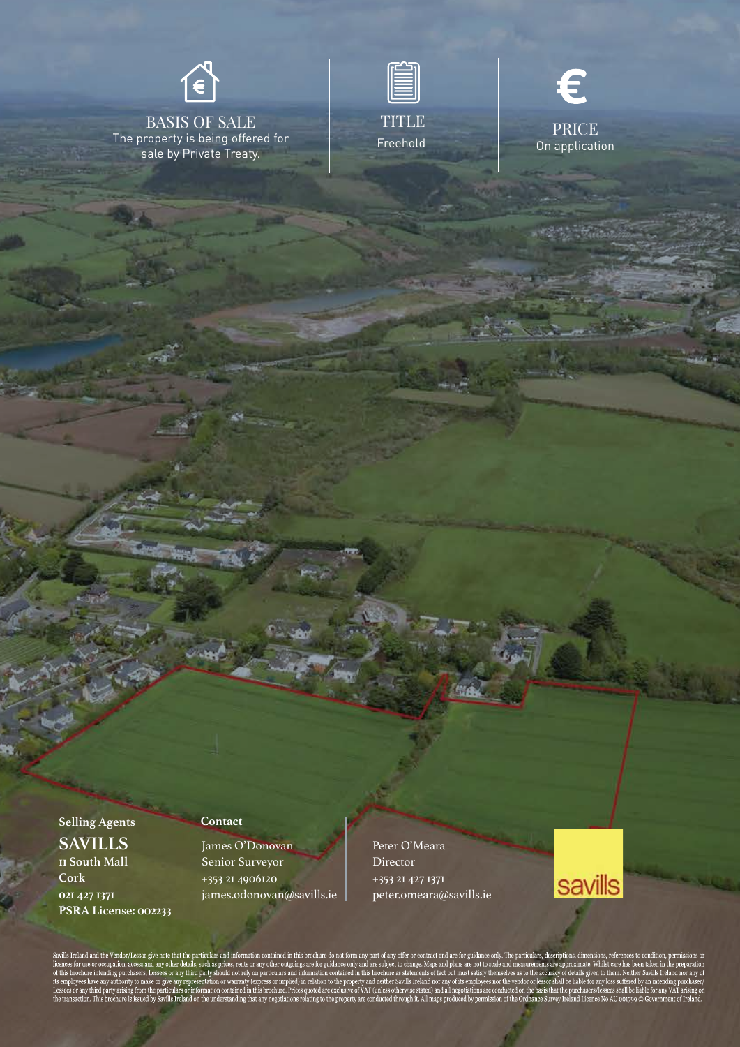## BASIS OF SALE

The property is being offered for sale by Private Treaty.

## TITLE

Freehold

## PRICE

On application

**Selling Agents**

**SAVILLS**
**11 South Mall**
**Cork**
**021 427 1371**
**PSRA License: 002233**

**Contact**

James O'Donovan
Senior Surveyor
+353 21 4906120
james.odonovan@savills.ie

Peter O'Meara
Director
+353 21 427 1371
peter.omeara@savills.ie

savills

Savills Ireland and the Vendor/Lessor give note that the particulars and information contained in this brochure do not form any part of any offer or contract and are for guidance only. The particulars, descriptions, dimensions, references to condition, permissions or licences for use or occupation, access and any other details, such as prices, rents or any other outgoings are for guidance only and are subject to change. Maps and plans are not to scale and measurements are approximate. Whilst care has been taken in the preparation of this brochure intending purchasers, Lessees or any third party should not rely on particulars and information contained in this brochure as statements of fact but must satisfy themselves as to the accuracy of details given to them. Neither Savills Ireland nor any of its employees have any authority to make or give any representation or warranty (express or implied) in relation to the property and neither Savills Ireland nor any of its employees nor the vendor or lessor shall be liable for any loss suffered by an intending purchaser/Lessees or any third party arising from the particulars or information contained in this brochure. Prices quoted are exclusive of VAT (unless otherwise stated) and all negotiations are conducted on the basis that the purchasers/lessees shall be liable for any VAT arising on the transaction. This brochure is issued by Savills Ireland on the understanding that any negotiations relating to the property are conducted through it. All maps produced by permission of the Ordnance Survey Ireland Licence No AU 001799 © Government of Ireland.